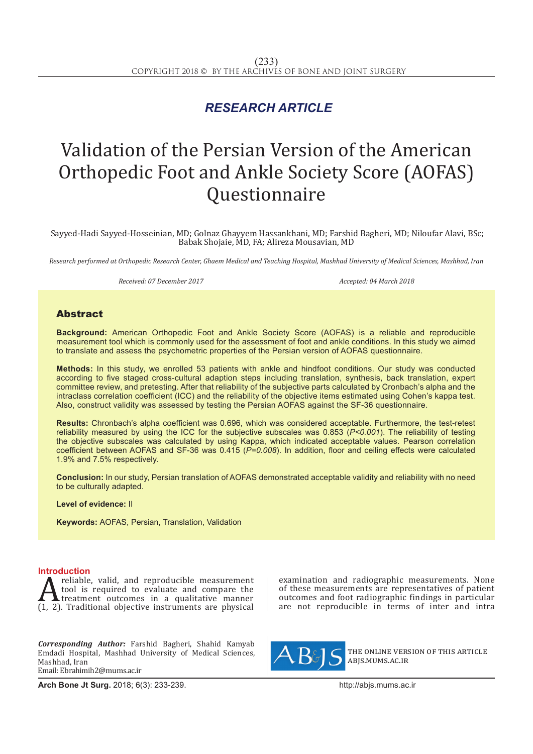## RESEARCH ARTICLE

# Validation of the Persian Version of the American Orthopedic Foot and Ankle Society Score (AOFAS) Questionnaire

Sayyed-Hadi Sayyed-Hosseinian, MD; Golnaz Ghayyem Hassankhani, MD; Farshid Bagheri, MD; Niloufar Alavi, BSc; Babak Shojaie, MD, FA; Alireza Mousavian, MD

*Research performed at Orthopedic Research Center, Ghaem Medical and Teaching Hospital, Mashhad University of Medical Sciences, Mashhad, Iran*

*Received: 07 December 2017* *Accepted: 04 March 2018*

## Abstract

**Background:** American Orthopedic Foot and Ankle Society Score (AOFAS) is a reliable and reproducible measurement tool which is commonly used for the assessment of foot and ankle conditions. In this study we aimed to translate and assess the psychometric properties of the Persian version of AOFAS questionnaire.

**Methods:** In this study, we enrolled 53 patients with ankle and hindfoot conditions. Our study was conducted according to five staged cross-cultural adaption steps including translation, synthesis, back translation, expert committee review, and pretesting. After that reliability of the subjective parts calculated by Cronbach's alpha and the intraclass correlation coefficient (ICC) and the reliability of the objective items estimated using Cohen's kappa test. Also, construct validity was assessed by testing the Persian AOFAS against the SF-36 questionnaire.

**Results:** Chronbach's alpha coefficient was 0.696, which was considered acceptable. Furthermore, the test-retest reliability measured by using the ICC for the subjective subscales was 0.853 (*P<0.001*). The reliability of testing the objective subscales was calculated by using Kappa, which indicated acceptable values. Pearson correlation coefficient between AOFAS and SF-36 was 0.415 (*P=0.008*). In addition, floor and ceiling effects were calculated 1.9% and 7.5% respectively.

**Conclusion:** In our study, Persian translation of AOFAS demonstrated acceptable validity and reliability with no need to be culturally adapted.

**Level of evidence:** II

**Keywords:** AOFAS, Persian, Translation, Validation

## Introduction

A reliable, valid, and reproducible measurement tool is required to evaluate and compare the treatment outcomes in a qualitative manner (1, 2). Traditional objective instruments are physical examination and radiographic measurements. None of these measurements are representatives of patient outcomes and foot radiographic findings in particular are not reproducible in terms of inter and intra

***Corresponding Author:*** Farshid Bagheri, Shahid Kamyab Emdadi Hospital, Mashhad University of Medical Sciences, Mashhad, Iran
Email: Ebrahimih2@mums.ac.ir

THE ONLINE VERSION OF THIS ARTICLE
ABJS.MUMS.AC.IR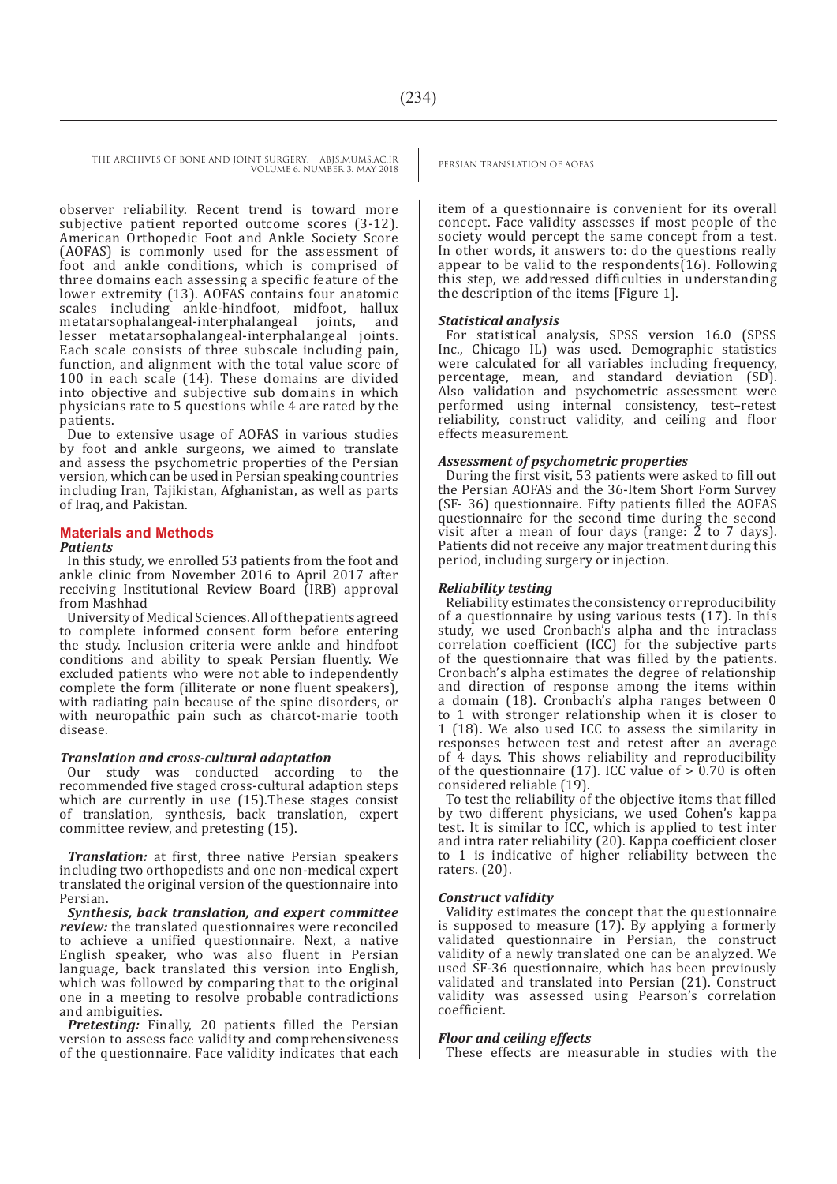observer reliability. Recent trend is toward more subjective patient reported outcome scores (3-12). American Orthopedic Foot and Ankle Society Score (AOFAS) is commonly used for the assessment of foot and ankle conditions, which is comprised of three domains each assessing a specific feature of the lower extremity (13). AOFAS contains four anatomic scales including ankle-hindfoot, midfoot, hallux metatarsophalangeal-interphalangeal joints, and lesser metatarsophalangeal-interphalangeal joints. Each scale consists of three subscale including pain, function, and alignment with the total value score of 100 in each scale (14). These domains are divided into objective and subjective sub domains in which physicians rate to 5 questions while 4 are rated by the patients.

Due to extensive usage of AOFAS in various studies by foot and ankle surgeons, we aimed to translate and assess the psychometric properties of the Persian version, which can be used in Persian speaking countries including Iran, Tajikistan, Afghanistan, as well as parts of Iraq, and Pakistan.

## Materials and Methods

### *Patients*

In this study, we enrolled 53 patients from the foot and ankle clinic from November 2016 to April 2017 after receiving Institutional Review Board (IRB) approval from Mashhad

University of Medical Sciences. All of the patients agreed to complete informed consent form before entering the study. Inclusion criteria were ankle and hindfoot conditions and ability to speak Persian fluently. We excluded patients who were not able to independently complete the form (illiterate or none fluent speakers), with radiating pain because of the spine disorders, or with neuropathic pain such as charcot-marie tooth disease.

### *Translation and cross-cultural adaptation*

Our study was conducted according to the recommended five staged cross-cultural adaption steps which are currently in use (15).These stages consist of translation, synthesis, back translation, expert committee review, and pretesting (15).

***Translation:*** at first, three native Persian speakers including two orthopedists and one non-medical expert translated the original version of the questionnaire into Persian.

***Synthesis, back translation, and expert committee review:*** the translated questionnaires were reconciled to achieve a unified questionnaire. Next, a native English speaker, who was also fluent in Persian language, back translated this version into English, which was followed by comparing that to the original one in a meeting to resolve probable contradictions and ambiguities.

***Pretesting:*** Finally, 20 patients filled the Persian version to assess face validity and comprehensiveness of the questionnaire. Face validity indicates that each item of a questionnaire is convenient for its overall concept. Face validity assesses if most people of the society would percept the same concept from a test. In other words, it answers to: do the questions really appear to be valid to the respondents(16). Following this step, we addressed difficulties in understanding the description of the items [Figure 1].

### *Statistical analysis*

For statistical analysis, SPSS version 16.0 (SPSS Inc., Chicago IL) was used. Demographic statistics were calculated for all variables including frequency, percentage, mean, and standard deviation (SD). Also validation and psychometric assessment were performed using internal consistency, test–retest reliability, construct validity, and ceiling and floor effects measurement.

### *Assessment of psychometric properties*

During the first visit, 53 patients were asked to fill out the Persian AOFAS and the 36-Item Short Form Survey (SF- 36) questionnaire. Fifty patients filled the AOFAS questionnaire for the second time during the second visit after a mean of four days (range: 2 to 7 days). Patients did not receive any major treatment during this period, including surgery or injection.

### *Reliability testing*

Reliability estimates the consistency or reproducibility of a questionnaire by using various tests (17). In this study, we used Cronbach's alpha and the intraclass correlation coefficient (ICC) for the subjective parts of the questionnaire that was filled by the patients. Cronbach's alpha estimates the degree of relationship and direction of response among the items within a domain (18). Cronbach's alpha ranges between 0 to 1 with stronger relationship when it is closer to 1 (18). We also used ICC to assess the similarity in responses between test and retest after an average of 4 days. This shows reliability and reproducibility of the questionnaire (17). ICC value of > 0.70 is often considered reliable (19).

To test the reliability of the objective items that filled by two different physicians, we used Cohen's kappa test. It is similar to ICC, which is applied to test inter and intra rater reliability (20). Kappa coefficient closer to 1 is indicative of higher reliability between the raters. (20).

### *Construct validity*

Validity estimates the concept that the questionnaire is supposed to measure (17). By applying a formerly validated questionnaire in Persian, the construct validity of a newly translated one can be analyzed. We used SF-36 questionnaire, which has been previously validated and translated into Persian (21). Construct validity was assessed using Pearson's correlation coefficient.

### *Floor and ceiling effects*

These effects are measurable in studies with the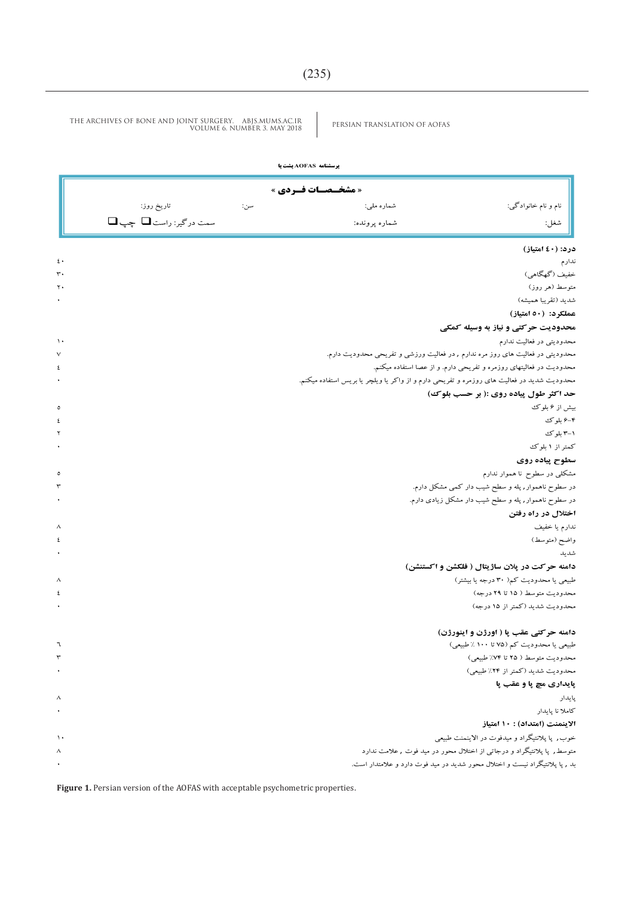**پرسشنامه AOFAS پشت پا**

| « مشخصـــات فـــردی » | | | |
|---|---|---|---|
| نام و نام خانوادگی: | شماره ملی: | سن: | تاریخ روز: |
| شغل: | شماره پرونده: | | سمت درگیر: راست ❑ چپ ❑ |

**درد: (۴۰ امتیاز)**

| | امتیاز |
|---|---|
| ندارم | ۴۰ |
| خفیف (گهگاهی) | ۳۰ |
| متوسط (هر روز) | ۲۰ |
| شدید (تقریبا همیشه) | ۰ |

**عملکرد: (۵۰ امتیاز)**

**محدودیت حرکتی و نیاز به وسیله کمکی**

| | امتیاز |
|---|---|
| محدودیتی در فعالیت ندارم | ۱۰ |
| محدودیتی در فعالیت های روز مره ندارم , در فعالیت ورزشی و تفریحی محدودیت دارم. | ۷ |
| محدودیت در فعالیتهای روزمره و تفریحی دارم. و از عصا استفاده میکنم. | ۴ |
| محدودیت شدید در فعالیت های روزمره و تفریحی دارم و از واکر یا ویلچر یا بریس استفاده میکنم. | ۰ |

**حد اکثر طول پیاده روی :( بر حسب بلوک)**

| | امتیاز |
|---|---|
| بیش از ۶ بلوک | ۵ |
| ۴-۶ بلوک | ۴ |
| ۱-۳ بلوک | ۲ |
| کمتر از ۱ بلوک | ۰ |

**سطوح پیاده روی**

| | امتیاز |
|---|---|
| مشکلی در سطوح نا هموار ندارم | ۵ |
| در سطوح ناهموار, پله و سطح شیب دار کمی مشکل دارم. | ۳ |
| در سطوح ناهموار, پله و سطح شیب دار مشکل زیادی دارم. | ۰ |

**اختلال در راه رفتن**

| | امتیاز |
|---|---|
| ندارم یا خفیف | ۸ |
| واضح (متوسط) | ۴ |
| شدید | ۰ |

**دامنه حرکت در پلان ساژیتال ( فلکشن و اکستنشن)**

| | امتیاز |
|---|---|
| طبیعی یا محدودیت کم( ۳۰ درجه یا بیشتر) | ۸ |
| محدودیت متوسط ( ۱۵ تا ۲۹ درجه) | ۴ |
| محدودیت شدید (کمتر از ۱۵ درجه) | ۰ |

**دامنه حرکتی عقب پا ( اورژن و اینورژن)**

| | امتیاز |
|---|---|
| طبیعی یا محدودیت کم (۷۵ تا ۱۰۰ ٪ طبیعی) | ۶ |
| محدودیت متوسط ( ۲۵ تا ۷۴٪ طبیعی) | ۳ |
| محدودیت شدید (کمتر از ۲۴٪ طبیعی) | ۰ |

**پایداری مچ پا و عقب پا**

| | امتیاز |
|---|---|
| پایدار | ۸ |
| کاملا نا پایدار | ۰ |

**الاینمنت (امتداد) : ۱۰ امتیاز**

| | امتیاز |
|---|---|
| خوب, پا پلانتیگراد و میدفوت در الاینمنت طبیعی | ۱۰ |
| متوسط, پا پلانتیگراد و درجاتی از اختلال محور در مید فوت , علامت ندارد | ۸ |
| بد , پا پلانتیگراد نیست و اختلال محور شدید در مید فوت دارد و علامتدار است. | ۰ |

**Figure 1.** Persian version of the AOFAS with acceptable psychometric properties.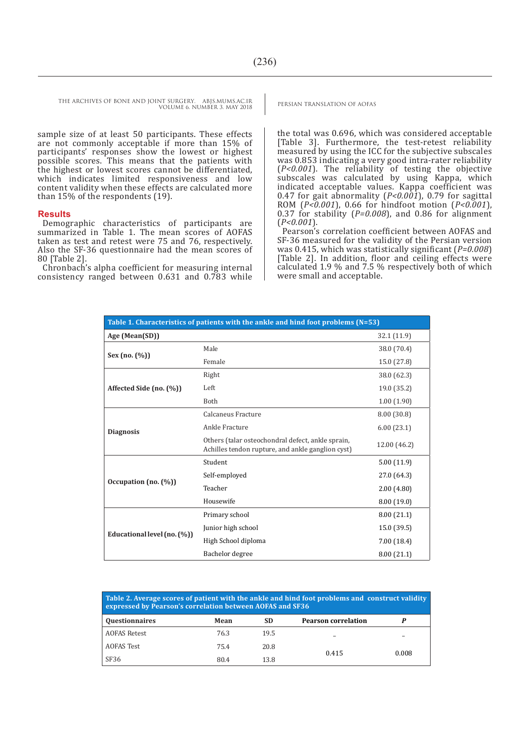sample size of at least 50 participants. These effects are not commonly acceptable if more than 15% of participants' responses show the lowest or highest possible scores. This means that the patients with the highest or lowest scores cannot be differentiated, which indicates limited responsiveness and low content validity when these effects are calculated more than 15% of the respondents (19).

## Results

Demographic characteristics of participants are summarized in Table 1. The mean scores of AOFAS taken as test and retest were 75 and 76, respectively. Also the SF-36 questionnaire had the mean scores of 80 [Table 2].

Chronbach's alpha coefficient for measuring internal consistency ranged between 0.631 and 0.783 while the total was 0.696, which was considered acceptable [Table 3]. Furthermore, the test-retest reliability measured by using the ICC for the subjective subscales was 0.853 indicating a very good intra-rater reliability (*P<0.001*). The reliability of testing the objective subscales was calculated by using Kappa, which indicated acceptable values. Kappa coefficient was 0.47 for gait abnormality (*P<0.001*), 0.79 for sagittal ROM (*P<0.001*), 0.66 for hindfoot motion (*P<0.001*), 0.37 for stability (*P=0.008*), and 0.86 for alignment (*P<0.001*).

Pearson's correlation coefficient between AOFAS and SF-36 measured for the validity of the Persian version was 0.415, which was statistically significant (*P=0.008*) [Table 2]. In addition, floor and ceiling effects were calculated 1.9 % and 7.5 % respectively both of which were small and acceptable.

**Table 1. Characteristics of patients with the ankle and hind foot problems (N=53)**

| | | |
|---|---|---|
| **Age (Mean(SD))** | | 32.1 (11.9) |
| **Sex (no. (%))** | Male | 38.0 (70.4) |
| | Female | 15.0 (27.8) |
| **Affected Side (no. (%))** | Right | 38.0 (62.3) |
| | Left | 19.0 (35.2) |
| | Both | 1.00 (1.90) |
| **Diagnosis** | Calcaneus Fracture | 8.00 (30.8) |
| | Ankle Fracture | 6.00 (23.1) |
| | Others (talar osteochondral defect, ankle sprain, Achilles tendon rupture, and ankle ganglion cyst) | 12.00 (46.2) |
| **Occupation (no. (%))** | Student | 5.00 (11.9) |
| | Self-employed | 27.0 (64.3) |
| | Teacher | 2.00 (4.80) |
| | Housewife | 8.00 (19.0) |
| **Educational level (no. (%))** | Primary school | 8.00 (21.1) |
| | Junior high school | 15.0 (39.5) |
| | High School diploma | 7.00 (18.4) |
| | Bachelor degree | 8.00 (21.1) |

**Table 2. Average scores of patient with the ankle and hind foot problems and construct validity expressed by Pearson's correlation between AOFAS and SF36**

| Questionnaires | Mean | SD | Pearson correlation | *P* |
|---|---|---|---|---|
| AOFAS Retest | 76.3 | 19.5 | _ | _ |
| AOFAS Test | 75.4 | 20.8 | 0.415 | 0.008 |
| SF36 | 80.4 | 13.8 | | |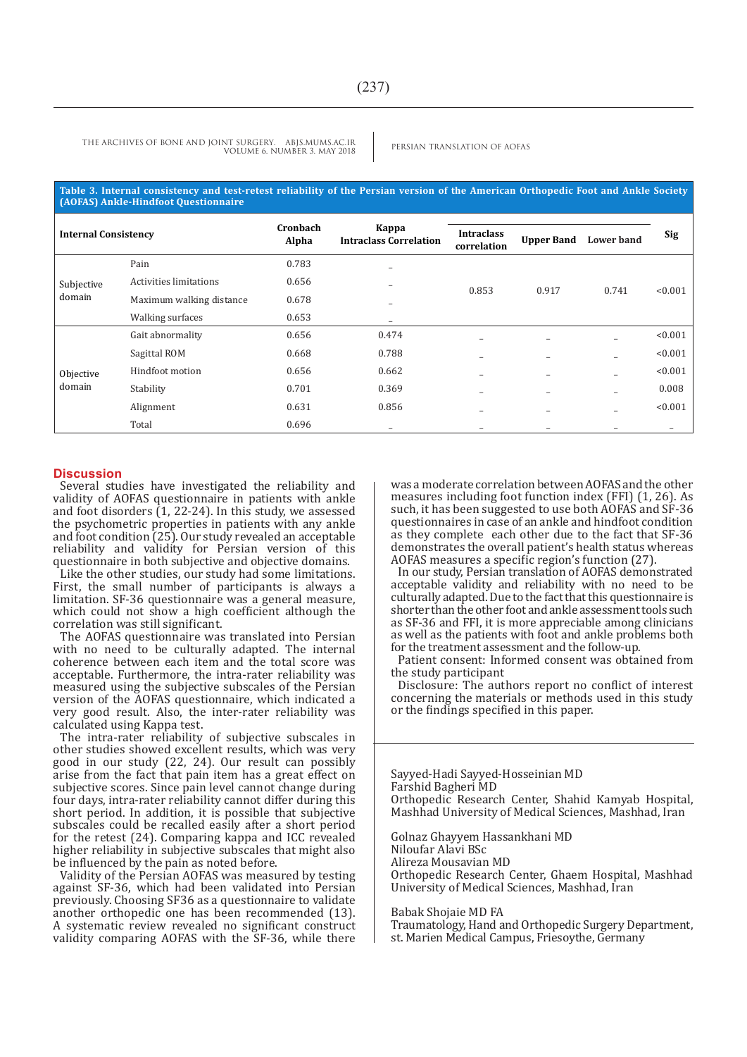**Table 3. Internal consistency and test-retest reliability of the Persian version of the American Orthopedic Foot and Ankle Society (AOFAS) Ankle-Hindfoot Questionnaire**

| Internal Consistency | | Cronbach Alpha | Kappa Intraclass Correlation | Intraclass correlation | Upper Band | Lower band | Sig |
|---|---|---|---|---|---|---|---|
| Subjective domain | Pain | 0.783 | _ | 0.853 | 0.917 | 0.741 | <0.001 |
| | Activities limitations | 0.656 | _ | | | | |
| | Maximum walking distance | 0.678 | _ | | | | |
| | Walking surfaces | 0.653 | _ | | | | |
| Objective domain | Gait abnormality | 0.656 | 0.474 | _ | _ | _ | <0.001 |
| | Sagittal ROM | 0.668 | 0.788 | _ | _ | _ | <0.001 |
| | Hindfoot motion | 0.656 | 0.662 | _ | _ | _ | <0.001 |
| | Stability | 0.701 | 0.369 | _ | _ | _ | 0.008 |
| | Alignment | 0.631 | 0.856 | _ | _ | _ | <0.001 |
| | Total | 0.696 | _ | _ | _ | _ | _ |

## Discussion

Several studies have investigated the reliability and validity of AOFAS questionnaire in patients with ankle and foot disorders (1, 22-24). In this study, we assessed the psychometric properties in patients with any ankle and foot condition (25). Our study revealed an acceptable reliability and validity for Persian version of this questionnaire in both subjective and objective domains.

Like the other studies, our study had some limitations. First, the small number of participants is always a limitation. SF-36 questionnaire was a general measure, which could not show a high coefficient although the correlation was still significant.

The AOFAS questionnaire was translated into Persian with no need to be culturally adapted. The internal coherence between each item and the total score was acceptable. Furthermore, the intra-rater reliability was measured using the subjective subscales of the Persian version of the AOFAS questionnaire, which indicated a very good result. Also, the inter-rater reliability was calculated using Kappa test.

The intra-rater reliability of subjective subscales in other studies showed excellent results, which was very good in our study (22, 24). Our result can possibly arise from the fact that pain item has a great effect on subjective scores. Since pain level cannot change during four days, intra-rater reliability cannot differ during this short period. In addition, it is possible that subjective subscales could be recalled easily after a short period for the retest (24). Comparing kappa and ICC revealed higher reliability in subjective subscales that might also be influenced by the pain as noted before.

Validity of the Persian AOFAS was measured by testing against SF-36, which had been validated into Persian previously. Choosing SF36 as a questionnaire to validate another orthopedic one has been recommended (13). A systematic review revealed no significant construct validity comparing AOFAS with the SF-36, while there was a moderate correlation between AOFAS and the other measures including foot function index (FFI) (1, 26). As such, it has been suggested to use both AOFAS and SF-36 questionnaires in case of an ankle and hindfoot condition as they complete each other due to the fact that SF-36 demonstrates the overall patient's health status whereas AOFAS measures a specific region's function (27).

In our study, Persian translation of AOFAS demonstrated acceptable validity and reliability with no need to be culturally adapted. Due to the fact that this questionnaire is shorter than the other foot and ankle assessment tools such as SF-36 and FFI, it is more appreciable among clinicians as well as the patients with foot and ankle problems both for the treatment assessment and the follow-up.

Patient consent: Informed consent was obtained from the study participant

Disclosure: The authors report no conflict of interest concerning the materials or methods used in this study or the findings specified in this paper.

Sayyed-Hadi Sayyed-Hosseinian MD
Farshid Bagheri MD
Orthopedic Research Center, Shahid Kamyab Hospital, Mashhad University of Medical Sciences, Mashhad, Iran

Golnaz Ghayyem Hassankhani MD
Niloufar Alavi BSc
Alireza Mousavian MD
Orthopedic Research Center, Ghaem Hospital, Mashhad University of Medical Sciences, Mashhad, Iran

Babak Shojaie MD FA
Traumatology, Hand and Orthopedic Surgery Department, st. Marien Medical Campus, Friesoythe, Germany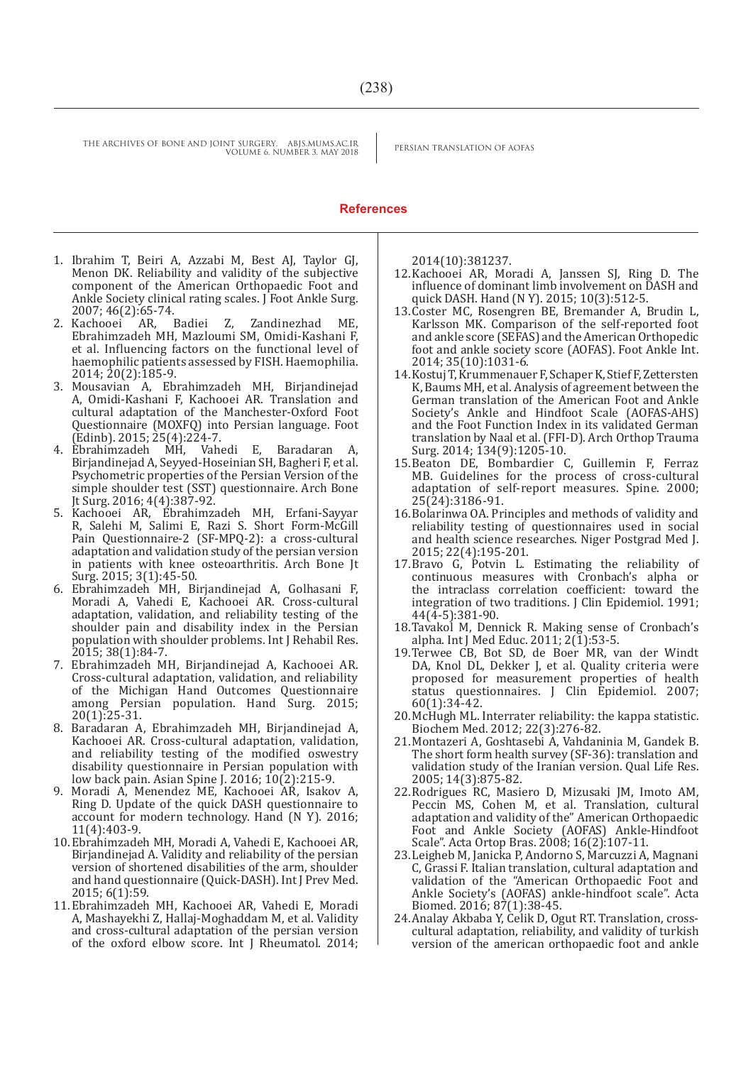## References

1. Ibrahim T, Beiri A, Azzabi M, Best AJ, Taylor GJ, Menon DK. Reliability and validity of the subjective component of the American Orthopaedic Foot and Ankle Society clinical rating scales. J Foot Ankle Surg. 2007; 46(2):65-74.
2. Kachooei AR, Badiei Z, Zandinezhad ME, Ebrahimzadeh MH, Mazloumi SM, Omidi-Kashani F, et al. Influencing factors on the functional level of haemophilic patients assessed by FISH. Haemophilia. 2014; 20(2):185-9.
3. Mousavian A, Ebrahimzadeh MH, Birjandinejad A, Omidi-Kashani F, Kachooei AR. Translation and cultural adaptation of the Manchester-Oxford Foot Questionnaire (MOXFQ) into Persian language. Foot (Edinb). 2015; 25(4):224-7.
4. Ebrahimzadeh MH, Vahedi E, Baradaran A, Birjandinejad A, Seyyed-Hoseinian SH, Bagheri F, et al. Psychometric properties of the Persian Version of the simple shoulder test (SST) questionnaire. Arch Bone Jt Surg. 2016; 4(4):387-92.
5. Kachooei AR, Ebrahimzadeh MH, Erfani-Sayyar R, Salehi M, Salimi E, Razi S. Short Form-McGill Pain Questionnaire-2 (SF-MPQ-2): a cross-cultural adaptation and validation study of the persian version in patients with knee osteoarthritis. Arch Bone Jt Surg. 2015; 3(1):45-50.
6. Ebrahimzadeh MH, Birjandinejad A, Golhasani F, Moradi A, Vahedi E, Kachooei AR. Cross-cultural adaptation, validation, and reliability testing of the shoulder pain and disability index in the Persian population with shoulder problems. Int J Rehabil Res. 2015; 38(1):84-7.
7. Ebrahimzadeh MH, Birjandinejad A, Kachooei AR. Cross-cultural adaptation, validation, and reliability of the Michigan Hand Outcomes Questionnaire among Persian population. Hand Surg. 2015; 20(1):25-31.
8. Baradaran A, Ebrahimzadeh MH, Birjandinejad A, Kachooei AR. Cross-cultural adaptation, validation, and reliability testing of the modified oswestry disability questionnaire in Persian population with low back pain. Asian Spine J. 2016; 10(2):215-9.
9. Moradi A, Menendez ME, Kachooei AR, Isakov A, Ring D. Update of the quick DASH questionnaire to account for modern technology. Hand (N Y). 2016; 11(4):403-9.
10. Ebrahimzadeh MH, Moradi A, Vahedi E, Kachooei AR, Birjandinejad A. Validity and reliability of the persian version of shortened disabilities of the arm, shoulder and hand questionnaire (Quick-DASH). Int J Prev Med. 2015; 6(1):59.
11. Ebrahimzadeh MH, Kachooei AR, Vahedi E, Moradi A, Mashayekhi Z, Hallaj-Moghaddam M, et al. Validity and cross-cultural adaptation of the persian version of the oxford elbow score. Int J Rheumatol. 2014; 2014(10):381237.
12. Kachooei AR, Moradi A, Janssen SJ, Ring D. The influence of dominant limb involvement on DASH and quick DASH. Hand (N Y). 2015; 10(3):512-5.
13. Coster MC, Rosengren BE, Bremander A, Brudin L, Karlsson MK. Comparison of the self-reported foot and ankle score (SEFAS) and the American Orthopedic foot and ankle society score (AOFAS). Foot Ankle Int. 2014; 35(10):1031-6.
14. Kostuj T, Krummenauer F, Schaper K, Stief F, Zettersten K, Baums MH, et al. Analysis of agreement between the German translation of the American Foot and Ankle Society's Ankle and Hindfoot Scale (AOFAS-AHS) and the Foot Function Index in its validated German translation by Naal et al. (FFI-D). Arch Orthop Trauma Surg. 2014; 134(9):1205-10.
15. Beaton DE, Bombardier C, Guillemin F, Ferraz MB. Guidelines for the process of cross-cultural adaptation of self-report measures. Spine. 2000; 25(24):3186-91.
16. Bolarinwa OA. Principles and methods of validity and reliability testing of questionnaires used in social and health science researches. Niger Postgrad Med J. 2015; 22(4):195-201.
17. Bravo G, Potvin L. Estimating the reliability of continuous measures with Cronbach's alpha or the intraclass correlation coefficient: toward the integration of two traditions. J Clin Epidemiol. 1991; 44(4-5):381-90.
18. Tavakol M, Dennick R. Making sense of Cronbach's alpha. Int J Med Educ. 2011; 2(1):53-5.
19. Terwee CB, Bot SD, de Boer MR, van der Windt DA, Knol DL, Dekker J, et al. Quality criteria were proposed for measurement properties of health status questionnaires. J Clin Epidemiol. 2007; 60(1):34-42.
20. McHugh ML. Interrater reliability: the kappa statistic. Biochem Med. 2012; 22(3):276-82.
21. Montazeri A, Goshtasebi A, Vahdaninia M, Gandek B. The short form health survey (SF-36): translation and validation study of the Iranian version. Qual Life Res. 2005; 14(3):875-82.
22. Rodrigues RC, Masiero D, Mizusaki JM, Imoto AM, Peccin MS, Cohen M, et al. Translation, cultural adaptation and validity of the" American Orthopaedic Foot and Ankle Society (AOFAS) Ankle-Hindfoot Scale". Acta Ortop Bras. 2008; 16(2):107-11.
23. Leigheb M, Janicka P, Andorno S, Marcuzzi A, Magnani C, Grassi F. Italian translation, cultural adaptation and validation of the "American Orthopaedic Foot and Ankle Society's (AOFAS) ankle-hindfoot scale". Acta Biomed. 2016; 87(1):38-45.
24. Analay Akbaba Y, Celik D, Ogut RT. Translation, cross-cultural adaptation, reliability, and validity of turkish version of the american orthopaedic foot and ankle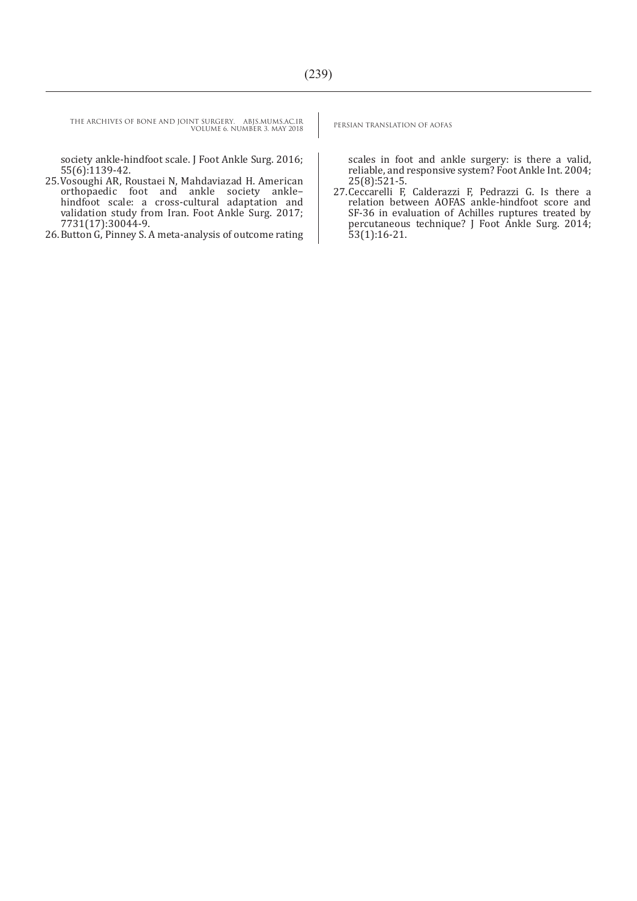society ankle-hindfoot scale. J Foot Ankle Surg. 2016; 55(6):1139-42.

25. Vosoughi AR, Roustaei N, Mahdaviazad H. American orthopaedic foot and ankle society ankle–hindfoot scale: a cross-cultural adaptation and validation study from Iran. Foot Ankle Surg. 2017; 7731(17):30044-9.
26. Button G, Pinney S. A meta-analysis of outcome rating scales in foot and ankle surgery: is there a valid, reliable, and responsive system? Foot Ankle Int. 2004; 25(8):521-5.
27. Ceccarelli F, Calderazzi F, Pedrazzi G. Is there a relation between AOFAS ankle-hindfoot score and SF-36 in evaluation of Achilles ruptures treated by percutaneous technique? J Foot Ankle Surg. 2014; 53(1):16-21.